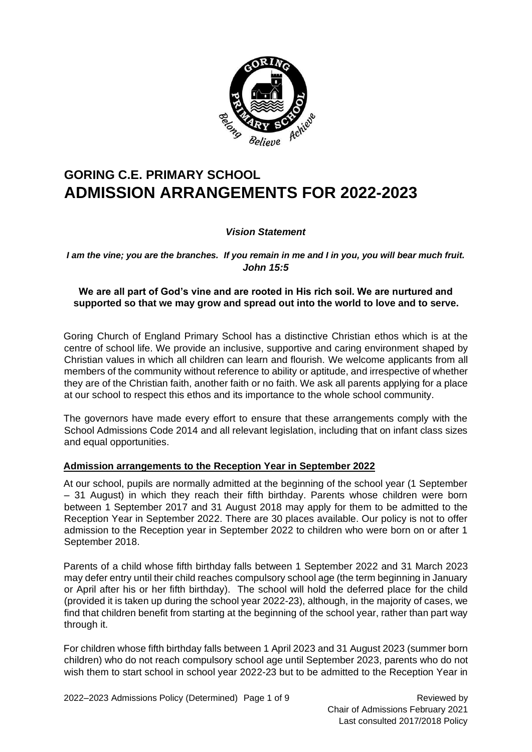# GORING C.E. PRIMARY SCHOOL
# ADMISSION ARRANGEMENTS FOR 2022-2023

***Vision Statement***

***I am the vine; you are the branches. If you remain in me and I in you, you will bear much fruit. John 15:5***

**We are all part of God's vine and are rooted in His rich soil. We are nurtured and supported so that we may grow and spread out into the world to love and to serve.**

Goring Church of England Primary School has a distinctive Christian ethos which is at the centre of school life. We provide an inclusive, supportive and caring environment shaped by Christian values in which all children can learn and flourish. We welcome applicants from all members of the community without reference to ability or aptitude, and irrespective of whether they are of the Christian faith, another faith or no faith. We ask all parents applying for a place at our school to respect this ethos and its importance to the whole school community.

The governors have made every effort to ensure that these arrangements comply with the School Admissions Code 2014 and all relevant legislation, including that on infant class sizes and equal opportunities.

## Admission arrangements to the Reception Year in September 2022

At our school, pupils are normally admitted at the beginning of the school year (1 September – 31 August) in which they reach their fifth birthday. Parents whose children were born between 1 September 2017 and 31 August 2018 may apply for them to be admitted to the Reception Year in September 2022. There are 30 places available. Our policy is not to offer admission to the Reception year in September 2022 to children who were born on or after 1 September 2018.

Parents of a child whose fifth birthday falls between 1 September 2022 and 31 March 2023 may defer entry until their child reaches compulsory school age (the term beginning in January or April after his or her fifth birthday). The school will hold the deferred place for the child (provided it is taken up during the school year 2022-23), although, in the majority of cases, we find that children benefit from starting at the beginning of the school year, rather than part way through it.

For children whose fifth birthday falls between 1 April 2023 and 31 August 2023 (summer born children) who do not reach compulsory school age until September 2023, parents who do not wish them to start school in school year 2022-23 but to be admitted to the Reception Year in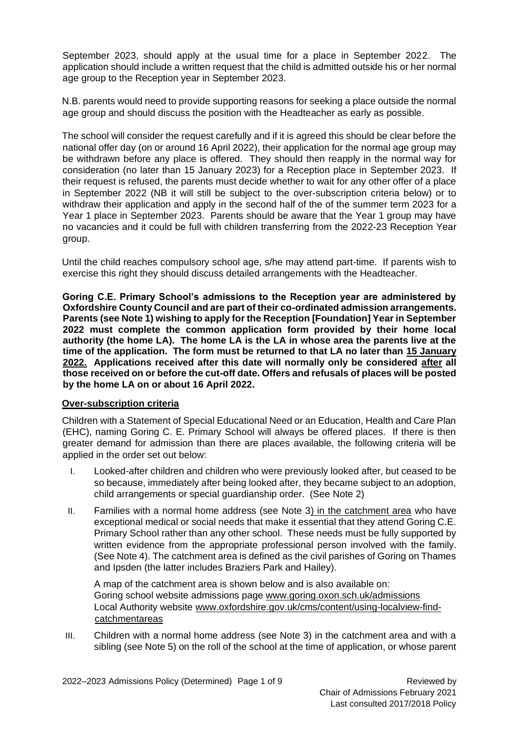September 2023, should apply at the usual time for a place in September 2022. The application should include a written request that the child is admitted outside his or her normal age group to the Reception year in September 2023.

N.B. parents would need to provide supporting reasons for seeking a place outside the normal age group and should discuss the position with the Headteacher as early as possible.

The school will consider the request carefully and if it is agreed this should be clear before the national offer day (on or around 16 April 2022), their application for the normal age group may be withdrawn before any place is offered. They should then reapply in the normal way for consideration (no later than 15 January 2023) for a Reception place in September 2023. If their request is refused, the parents must decide whether to wait for any other offer of a place in September 2022 (NB it will still be subject to the over-subscription criteria below) or to withdraw their application and apply in the second half of the of the summer term 2023 for a Year 1 place in September 2023. Parents should be aware that the Year 1 group may have no vacancies and it could be full with children transferring from the 2022-23 Reception Year group.

Until the child reaches compulsory school age, s/he may attend part-time. If parents wish to exercise this right they should discuss detailed arrangements with the Headteacher.

**Goring C.E. Primary School's admissions to the Reception year are administered by Oxfordshire County Council and are part of their co-ordinated admission arrangements. Parents (see Note 1) wishing to apply for the Reception [Foundation] Year in September 2022 must complete the common application form provided by their home local authority (the home LA). The home LA is the LA in whose area the parents live at the time of the application. The form must be returned to that LA no later than <u>15 January 2022.</u> Applications received after this date will normally only be considered <u>after</u> all those received on or before the cut-off date. Offers and refusals of places will be posted by the home LA on or about 16 April 2022.**

## Over-subscription criteria

Children with a Statement of Special Educational Need or an Education, Health and Care Plan (EHC), naming Goring C. E. Primary School will always be offered places. If there is then greater demand for admission than there are places available, the following criteria will be applied in the order set out below:

I. Looked-after children and children who were previously looked after, but ceased to be so because, immediately after being looked after, they became subject to an adoption, child arrangements or special guardianship order. (See Note 2)

II. Families with a normal home address (see Note 3) <u>in the catchment area</u> who have exceptional medical or social needs that make it essential that they attend Goring C.E. Primary School rather than any other school. These needs must be fully supported by written evidence from the appropriate professional person involved with the family. (See Note 4). The catchment area is defined as the civil parishes of Goring on Thames and Ipsden (the latter includes Braziers Park and Hailey).

    A map of the catchment area is shown below and is also available on:
    Goring school website admissions page www.goring.oxon.sch.uk/admissions
    Local Authority website www.oxfordshire.gov.uk/cms/content/using-localview-find-catchmentareas

III. Children with a normal home address (see Note 3) in the catchment area and with a sibling (see Note 5) on the roll of the school at the time of application, or whose parent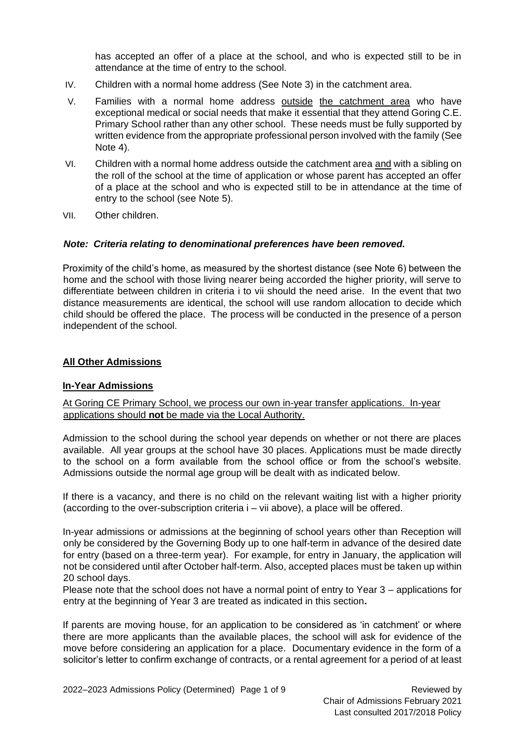has accepted an offer of a place at the school, and who is expected still to be in attendance at the time of entry to the school.

IV. Children with a normal home address (See Note 3) in the catchment area.

V. Families with a normal home address <u>outside</u> <u>the catchment area</u> who have exceptional medical or social needs that make it essential that they attend Goring C.E. Primary School rather than any other school. These needs must be fully supported by written evidence from the appropriate professional person involved with the family (See Note 4).

VI. Children with a normal home address outside the catchment area <u>and</u> with a sibling on the roll of the school at the time of application or whose parent has accepted an offer of a place at the school and who is expected still to be in attendance at the time of entry to the school (see Note 5).

VII. Other children.

***Note: Criteria relating to denominational preferences have been removed.***

Proximity of the child's home, as measured by the shortest distance (see Note 6) between the home and the school with those living nearer being accorded the higher priority, will serve to differentiate between children in criteria i to vii should the need arise. In the event that two distance measurements are identical, the school will use random allocation to decide which child should be offered the place. The process will be conducted in the presence of a person independent of the school.

## <u>All Other Admissions</u>

### <u>In-Year Admissions</u>

<u>At Goring CE Primary School, we process our own in-year transfer applications. In-year applications should **not** be made via the Local Authority.</u>

Admission to the school during the school year depends on whether or not there are places available. All year groups at the school have 30 places. Applications must be made directly to the school on a form available from the school office or from the school's website. Admissions outside the normal age group will be dealt with as indicated below.

If there is a vacancy, and there is no child on the relevant waiting list with a higher priority (according to the over-subscription criteria i – vii above), a place will be offered.

In-year admissions or admissions at the beginning of school years other than Reception will only be considered by the Governing Body up to one half-term in advance of the desired date for entry (based on a three-term year). For example, for entry in January, the application will not be considered until after October half-term. Also, accepted places must be taken up within 20 school days.

Please note that the school does not have a normal point of entry to Year 3 – applications for entry at the beginning of Year 3 are treated as indicated in this section**.**

If parents are moving house, for an application to be considered as 'in catchment' or where there are more applicants than the available places, the school will ask for evidence of the move before considering an application for a place. Documentary evidence in the form of a solicitor's letter to confirm exchange of contracts, or a rental agreement for a period of at least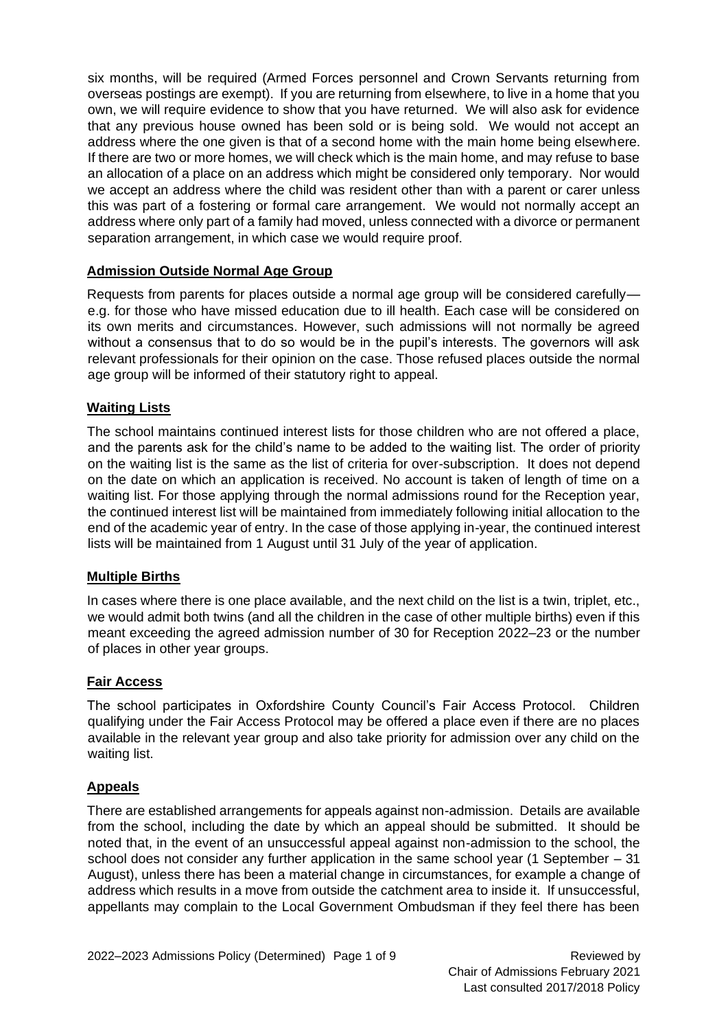six months, will be required (Armed Forces personnel and Crown Servants returning from overseas postings are exempt). If you are returning from elsewhere, to live in a home that you own, we will require evidence to show that you have returned. We will also ask for evidence that any previous house owned has been sold or is being sold. We would not accept an address where the one given is that of a second home with the main home being elsewhere. If there are two or more homes, we will check which is the main home, and may refuse to base an allocation of a place on an address which might be considered only temporary. Nor would we accept an address where the child was resident other than with a parent or carer unless this was part of a fostering or formal care arrangement. We would not normally accept an address where only part of a family had moved, unless connected with a divorce or permanent separation arrangement, in which case we would require proof.

## Admission Outside Normal Age Group

Requests from parents for places outside a normal age group will be considered carefully—e.g. for those who have missed education due to ill health. Each case will be considered on its own merits and circumstances. However, such admissions will not normally be agreed without a consensus that to do so would be in the pupil's interests. The governors will ask relevant professionals for their opinion on the case. Those refused places outside the normal age group will be informed of their statutory right to appeal.

## Waiting Lists

The school maintains continued interest lists for those children who are not offered a place, and the parents ask for the child's name to be added to the waiting list. The order of priority on the waiting list is the same as the list of criteria for over-subscription. It does not depend on the date on which an application is received. No account is taken of length of time on a waiting list. For those applying through the normal admissions round for the Reception year, the continued interest list will be maintained from immediately following initial allocation to the end of the academic year of entry. In the case of those applying in-year, the continued interest lists will be maintained from 1 August until 31 July of the year of application.

## Multiple Births

In cases where there is one place available, and the next child on the list is a twin, triplet, etc., we would admit both twins (and all the children in the case of other multiple births) even if this meant exceeding the agreed admission number of 30 for Reception 2022–23 or the number of places in other year groups.

## Fair Access

The school participates in Oxfordshire County Council's Fair Access Protocol. Children qualifying under the Fair Access Protocol may be offered a place even if there are no places available in the relevant year group and also take priority for admission over any child on the waiting list.

## Appeals

There are established arrangements for appeals against non-admission. Details are available from the school, including the date by which an appeal should be submitted. It should be noted that, in the event of an unsuccessful appeal against non-admission to the school, the school does not consider any further application in the same school year (1 September – 31 August), unless there has been a material change in circumstances, for example a change of address which results in a move from outside the catchment area to inside it. If unsuccessful, appellants may complain to the Local Government Ombudsman if they feel there has been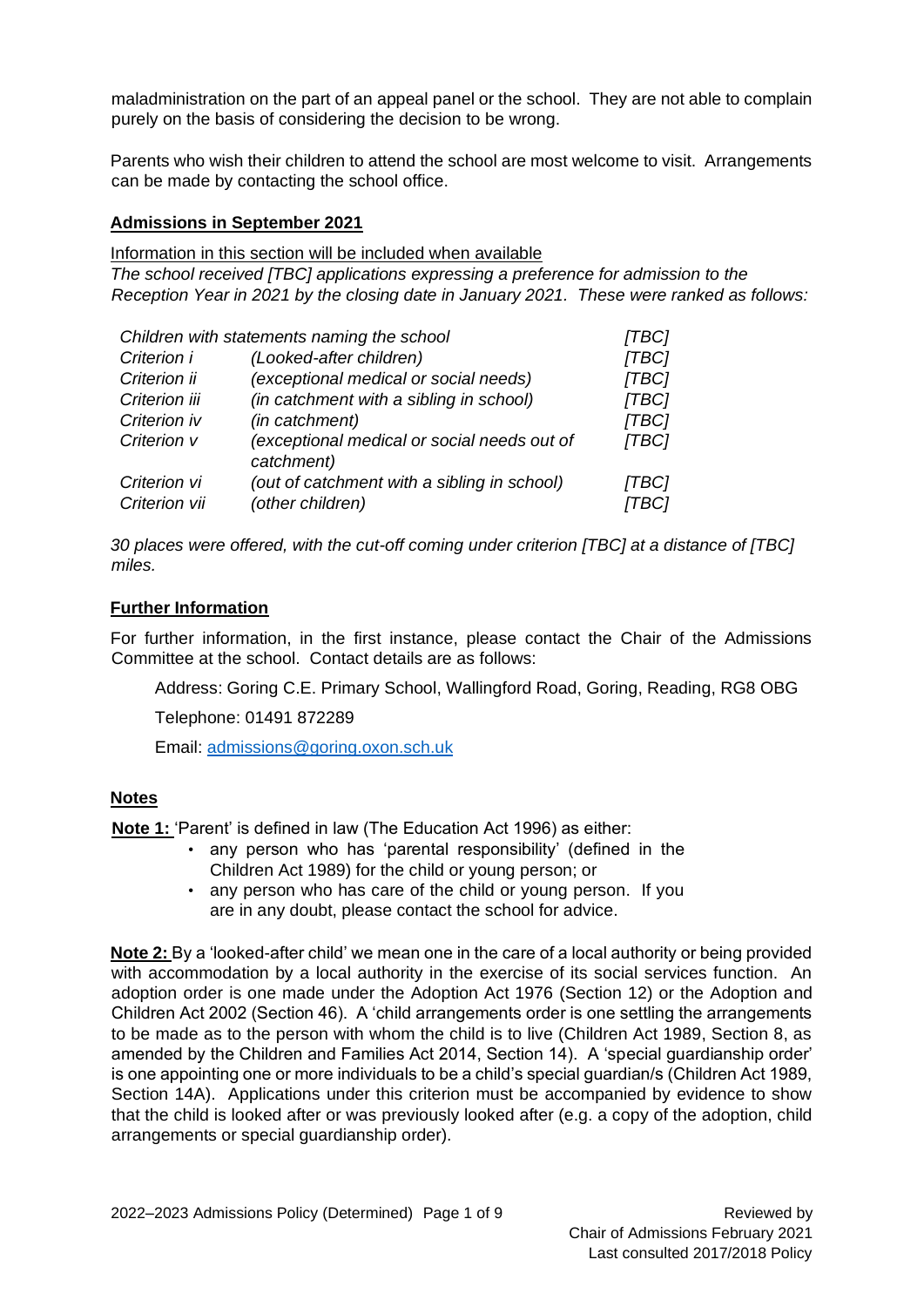maladministration on the part of an appeal panel or the school. They are not able to complain purely on the basis of considering the decision to be wrong.

Parents who wish their children to attend the school are most welcome to visit. Arrangements can be made by contacting the school office.

**Admissions in September 2021**

Information in this section will be included when available

*The school received [TBC] applications expressing a preference for admission to the Reception Year in 2021 by the closing date in January 2021. These were ranked as follows:*

| *Children with statements naming the school* | | *[TBC]* |
|---|---|---|
| *Criterion i* | *(Looked-after children)* | *[TBC]* |
| *Criterion ii* | *(exceptional medical or social needs)* | *[TBC]* |
| *Criterion iii* | *(in catchment with a sibling in school)* | *[TBC]* |
| *Criterion iv* | *(in catchment)* | *[TBC]* |
| *Criterion v* | *(exceptional medical or social needs out of catchment)* | *[TBC]* |
| *Criterion vi* | *(out of catchment with a sibling in school)* | *[TBC]* |
| *Criterion vii* | *(other children)* | *[TBC]* |

*30 places were offered, with the cut-off coming under criterion [TBC] at a distance of [TBC] miles.*

**Further Information**

For further information, in the first instance, please contact the Chair of the Admissions Committee at the school. Contact details are as follows:

Address: Goring C.E. Primary School, Wallingford Road, Goring, Reading, RG8 OBG

Telephone: 01491 872289

Email: admissions@goring.oxon.sch.uk

**Notes**

**Note 1:** 'Parent' is defined in law (The Education Act 1996) as either:

- any person who has 'parental responsibility' (defined in the Children Act 1989) for the child or young person; or
- any person who has care of the child or young person. If you are in any doubt, please contact the school for advice.

**Note 2:** By a 'looked-after child' we mean one in the care of a local authority or being provided with accommodation by a local authority in the exercise of its social services function. An adoption order is one made under the Adoption Act 1976 (Section 12) or the Adoption and Children Act 2002 (Section 46). A 'child arrangements order is one settling the arrangements to be made as to the person with whom the child is to live (Children Act 1989, Section 8, as amended by the Children and Families Act 2014, Section 14). A 'special guardianship order' is one appointing one or more individuals to be a child's special guardian/s (Children Act 1989, Section 14A). Applications under this criterion must be accompanied by evidence to show that the child is looked after or was previously looked after (e.g. a copy of the adoption, child arrangements or special guardianship order).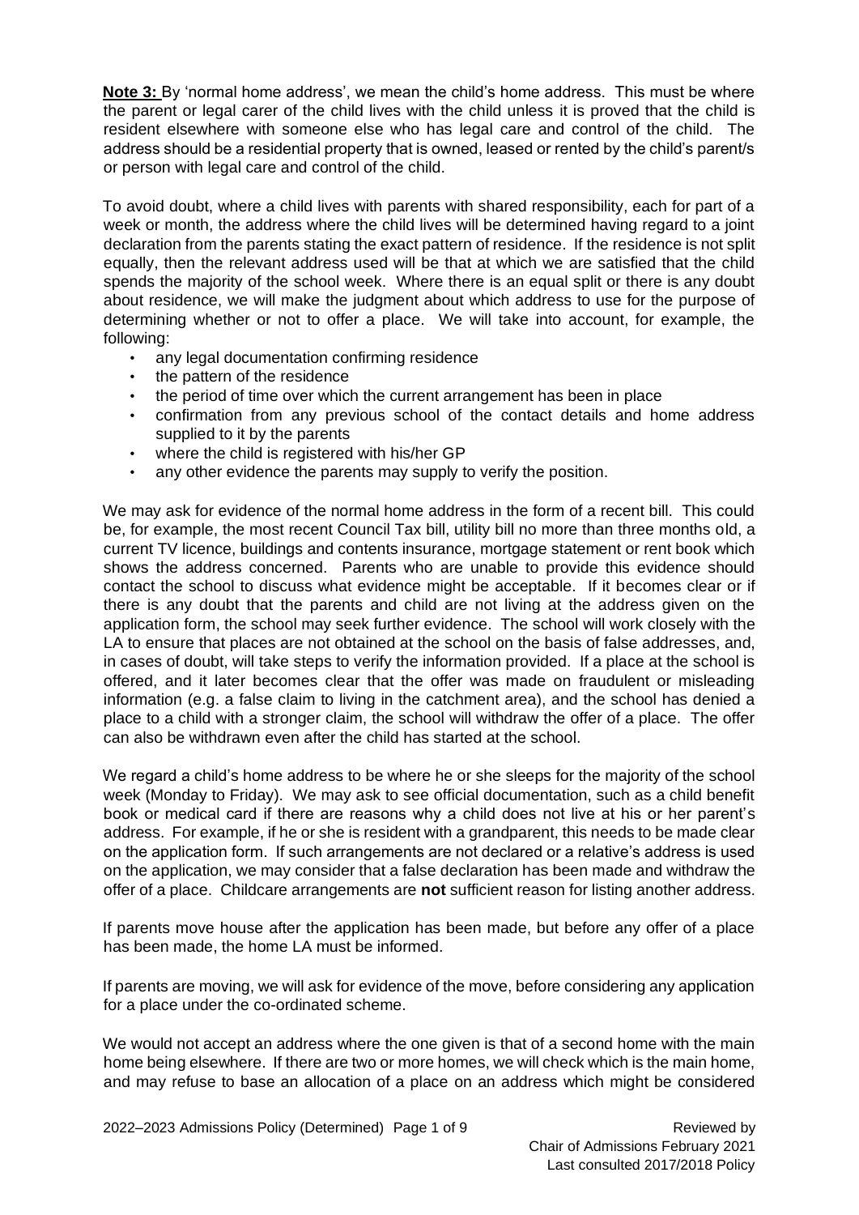**Note 3:** By 'normal home address', we mean the child's home address. This must be where the parent or legal carer of the child lives with the child unless it is proved that the child is resident elsewhere with someone else who has legal care and control of the child. The address should be a residential property that is owned, leased or rented by the child's parent/s or person with legal care and control of the child.

To avoid doubt, where a child lives with parents with shared responsibility, each for part of a week or month, the address where the child lives will be determined having regard to a joint declaration from the parents stating the exact pattern of residence. If the residence is not split equally, then the relevant address used will be that at which we are satisfied that the child spends the majority of the school week. Where there is an equal split or there is any doubt about residence, we will make the judgment about which address to use for the purpose of determining whether or not to offer a place. We will take into account, for example, the following:

- any legal documentation confirming residence
- the pattern of the residence
- the period of time over which the current arrangement has been in place
- confirmation from any previous school of the contact details and home address supplied to it by the parents
- where the child is registered with his/her GP
- any other evidence the parents may supply to verify the position.

We may ask for evidence of the normal home address in the form of a recent bill. This could be, for example, the most recent Council Tax bill, utility bill no more than three months old, a current TV licence, buildings and contents insurance, mortgage statement or rent book which shows the address concerned. Parents who are unable to provide this evidence should contact the school to discuss what evidence might be acceptable. If it becomes clear or if there is any doubt that the parents and child are not living at the address given on the application form, the school may seek further evidence. The school will work closely with the LA to ensure that places are not obtained at the school on the basis of false addresses, and, in cases of doubt, will take steps to verify the information provided. If a place at the school is offered, and it later becomes clear that the offer was made on fraudulent or misleading information (e.g. a false claim to living in the catchment area), and the school has denied a place to a child with a stronger claim, the school will withdraw the offer of a place. The offer can also be withdrawn even after the child has started at the school.

We regard a child's home address to be where he or she sleeps for the majority of the school week (Monday to Friday). We may ask to see official documentation, such as a child benefit book or medical card if there are reasons why a child does not live at his or her parent's address. For example, if he or she is resident with a grandparent, this needs to be made clear on the application form. If such arrangements are not declared or a relative's address is used on the application, we may consider that a false declaration has been made and withdraw the offer of a place. Childcare arrangements are **not** sufficient reason for listing another address.

If parents move house after the application has been made, but before any offer of a place has been made, the home LA must be informed.

If parents are moving, we will ask for evidence of the move, before considering any application for a place under the co-ordinated scheme.

We would not accept an address where the one given is that of a second home with the main home being elsewhere. If there are two or more homes, we will check which is the main home, and may refuse to base an allocation of a place on an address which might be considered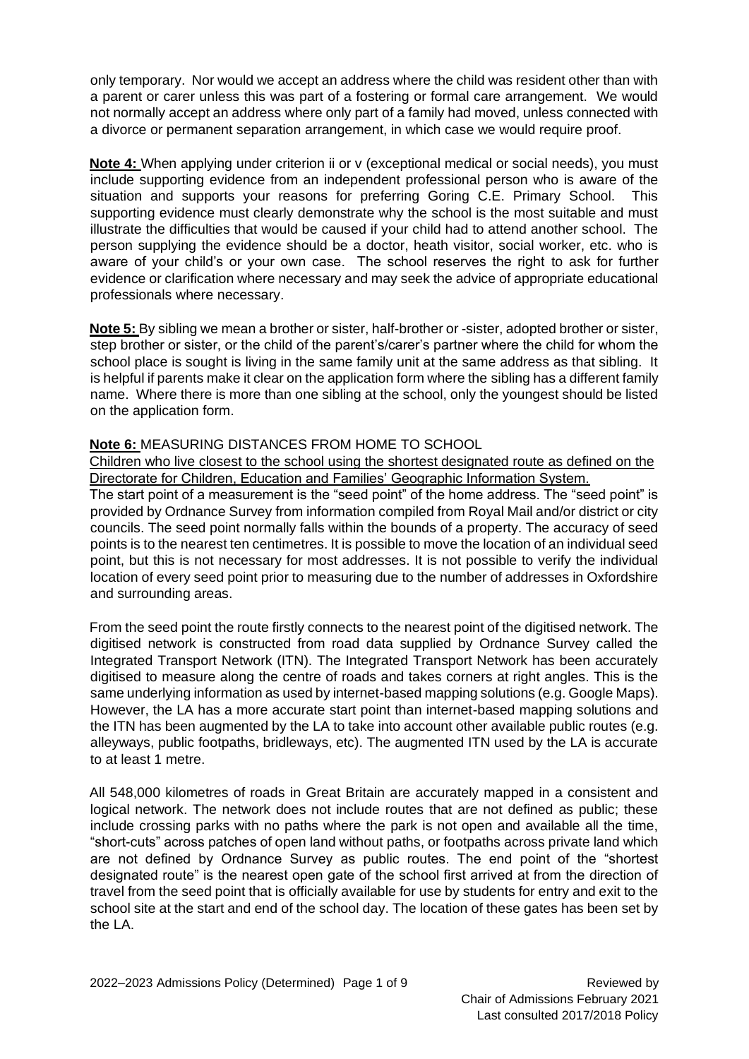only temporary. Nor would we accept an address where the child was resident other than with a parent or carer unless this was part of a fostering or formal care arrangement. We would not normally accept an address where only part of a family had moved, unless connected with a divorce or permanent separation arrangement, in which case we would require proof.

**Note 4:** When applying under criterion ii or v (exceptional medical or social needs), you must include supporting evidence from an independent professional person who is aware of the situation and supports your reasons for preferring Goring C.E. Primary School. This supporting evidence must clearly demonstrate why the school is the most suitable and must illustrate the difficulties that would be caused if your child had to attend another school. The person supplying the evidence should be a doctor, heath visitor, social worker, etc. who is aware of your child's or your own case. The school reserves the right to ask for further evidence or clarification where necessary and may seek the advice of appropriate educational professionals where necessary.

**Note 5:** By sibling we mean a brother or sister, half-brother or -sister, adopted brother or sister, step brother or sister, or the child of the parent's/carer's partner where the child for whom the school place is sought is living in the same family unit at the same address as that sibling. It is helpful if parents make it clear on the application form where the sibling has a different family name. Where there is more than one sibling at the school, only the youngest should be listed on the application form.

**Note 6:** MEASURING DISTANCES FROM HOME TO SCHOOL

Children who live closest to the school using the shortest designated route as defined on the Directorate for Children, Education and Families' Geographic Information System.

The start point of a measurement is the "seed point" of the home address. The "seed point" is provided by Ordnance Survey from information compiled from Royal Mail and/or district or city councils. The seed point normally falls within the bounds of a property. The accuracy of seed points is to the nearest ten centimetres. It is possible to move the location of an individual seed point, but this is not necessary for most addresses. It is not possible to verify the individual location of every seed point prior to measuring due to the number of addresses in Oxfordshire and surrounding areas.

From the seed point the route firstly connects to the nearest point of the digitised network. The digitised network is constructed from road data supplied by Ordnance Survey called the Integrated Transport Network (ITN). The Integrated Transport Network has been accurately digitised to measure along the centre of roads and takes corners at right angles. This is the same underlying information as used by internet-based mapping solutions (e.g. Google Maps). However, the LA has a more accurate start point than internet-based mapping solutions and the ITN has been augmented by the LA to take into account other available public routes (e.g. alleyways, public footpaths, bridleways, etc). The augmented ITN used by the LA is accurate to at least 1 metre.

All 548,000 kilometres of roads in Great Britain are accurately mapped in a consistent and logical network. The network does not include routes that are not defined as public; these include crossing parks with no paths where the park is not open and available all the time, "short-cuts" across patches of open land without paths, or footpaths across private land which are not defined by Ordnance Survey as public routes. The end point of the "shortest designated route" is the nearest open gate of the school first arrived at from the direction of travel from the seed point that is officially available for use by students for entry and exit to the school site at the start and end of the school day. The location of these gates has been set by the LA.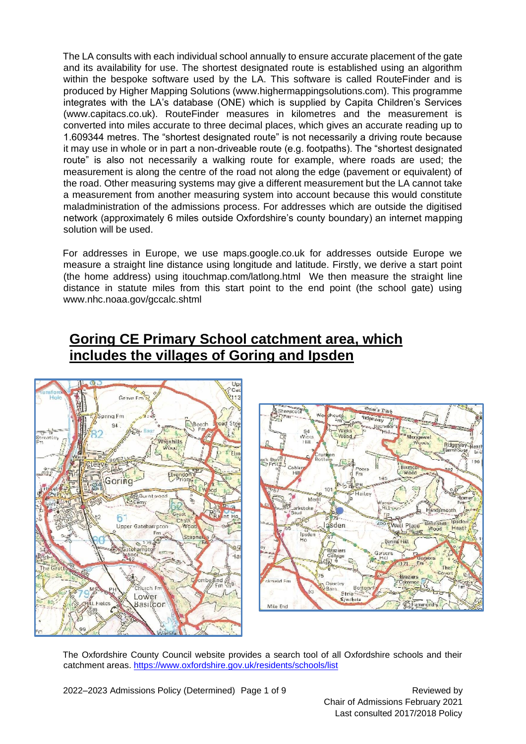The LA consults with each individual school annually to ensure accurate placement of the gate and its availability for use. The shortest designated route is established using an algorithm within the bespoke software used by the LA. This software is called RouteFinder and is produced by Higher Mapping Solutions (www.highermappingsolutions.com). This programme integrates with the LA's database (ONE) which is supplied by Capita Children's Services (www.capitacs.co.uk). RouteFinder measures in kilometres and the measurement is converted into miles accurate to three decimal places, which gives an accurate reading up to 1.609344 metres. The "shortest designated route" is not necessarily a driving route because it may use in whole or in part a non-driveable route (e.g. footpaths). The "shortest designated route" is also not necessarily a walking route for example, where roads are used; the measurement is along the centre of the road not along the edge (pavement or equivalent) of the road. Other measuring systems may give a different measurement but the LA cannot take a measurement from another measuring system into account because this would constitute maladministration of the admissions process. For addresses which are outside the digitised network (approximately 6 miles outside Oxfordshire's county boundary) an internet mapping solution will be used.

For addresses in Europe, we use maps.google.co.uk for addresses outside Europe we measure a straight line distance using longitude and latitude. Firstly, we derive a start point (the home address) using itouchmap.com/latlong.html We then measure the straight line distance in statute miles from this start point to the end point (the school gate) using www.nhc.noaa.gov/gccalc.shtml

## Goring CE Primary School catchment area, which includes the villages of Goring and Ipsden

The Oxfordshire County Council website provides a search tool of all Oxfordshire schools and their catchment areas. https://www.oxfordshire.gov.uk/residents/schools/list

2022–2023 Admissions Policy (Determined)

Reviewed by Chair of Admissions February 2021
Last consulted 2017/2018 Policy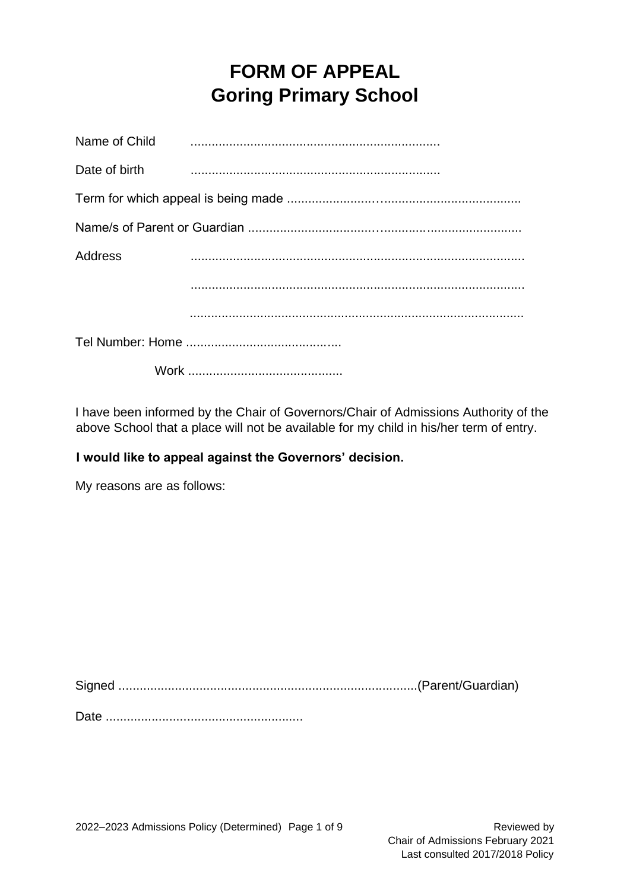# FORM OF APPEAL
# Goring Primary School

Name of Child ......................................................................

Date of birth ......................................................................

Term for which appeal is being made .......................................................................

Name/s of Parent or Guardian .......................................................................

Address ..............................................................................................

..............................................................................................

..............................................................................................

Tel Number: Home ............................................

Work ............................................

I have been informed by the Chair of Governors/Chair of Admissions Authority of the above School that a place will not be available for my child in his/her term of entry.

**I would like to appeal against the Governors' decision.**

My reasons are as follows:

Signed ....................................................................................(Parent/Guardian)

Date ........................................................